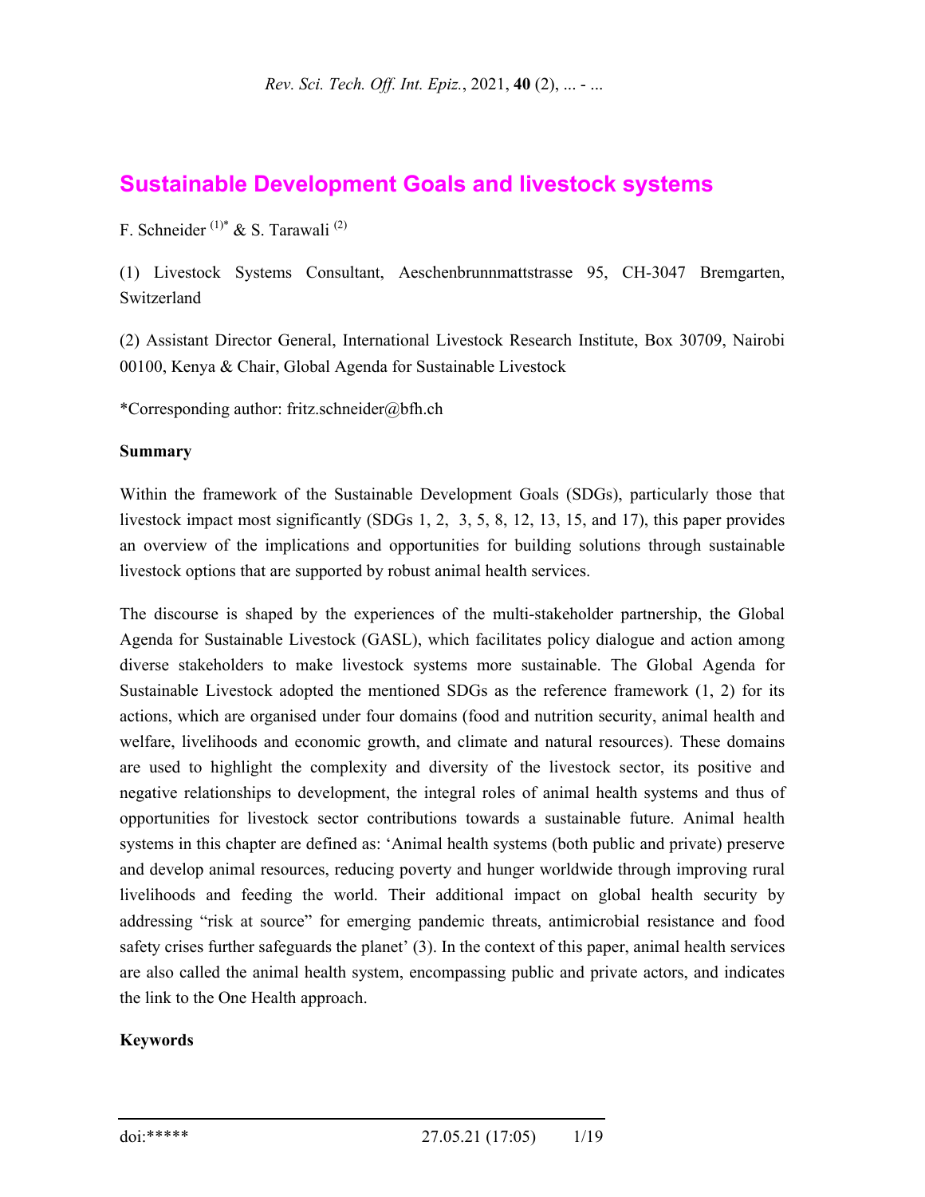# Sustainable Development Goals and livestock systems

F. Schneider [(1)*] & S. Tarawali [(2)]

(1) Livestock Systems Consultant, Aeschenbrunnmattstrasse 95, CH-3047 Bremgarten, Switzerland

(2) Assistant Director General, International Livestock Research Institute, Box 30709, Nairobi 00100, Kenya & Chair, Global Agenda for Sustainable Livestock

*Corresponding author: fritz.schneider@bfh.ch

**Summary**

Within the framework of the Sustainable Development Goals (SDGs), particularly those that livestock impact most significantly (SDGs 1, 2, 3, 5, 8, 12, 13, 15, and 17), this paper provides an overview of the implications and opportunities for building solutions through sustainable livestock options that are supported by robust animal health services.

The discourse is shaped by the experiences of the multi-stakeholder partnership, the Global Agenda for Sustainable Livestock (GASL), which facilitates policy dialogue and action among diverse stakeholders to make livestock systems more sustainable. The Global Agenda for Sustainable Livestock adopted the mentioned SDGs as the reference framework (1, 2) for its actions, which are organised under four domains (food and nutrition security, animal health and welfare, livelihoods and economic growth, and climate and natural resources). These domains are used to highlight the complexity and diversity of the livestock sector, its positive and negative relationships to development, the integral roles of animal health systems and thus of opportunities for livestock sector contributions towards a sustainable future. Animal health systems in this chapter are defined as: 'Animal health systems (both public and private) preserve and develop animal resources, reducing poverty and hunger worldwide through improving rural livelihoods and feeding the world. Their additional impact on global health security by addressing "risk at source" for emerging pandemic threats, antimicrobial resistance and food safety crises further safeguards the planet' (3). In the context of this paper, animal health services are also called the animal health system, encompassing public and private actors, and indicates the link to the One Health approach.

**Keywords**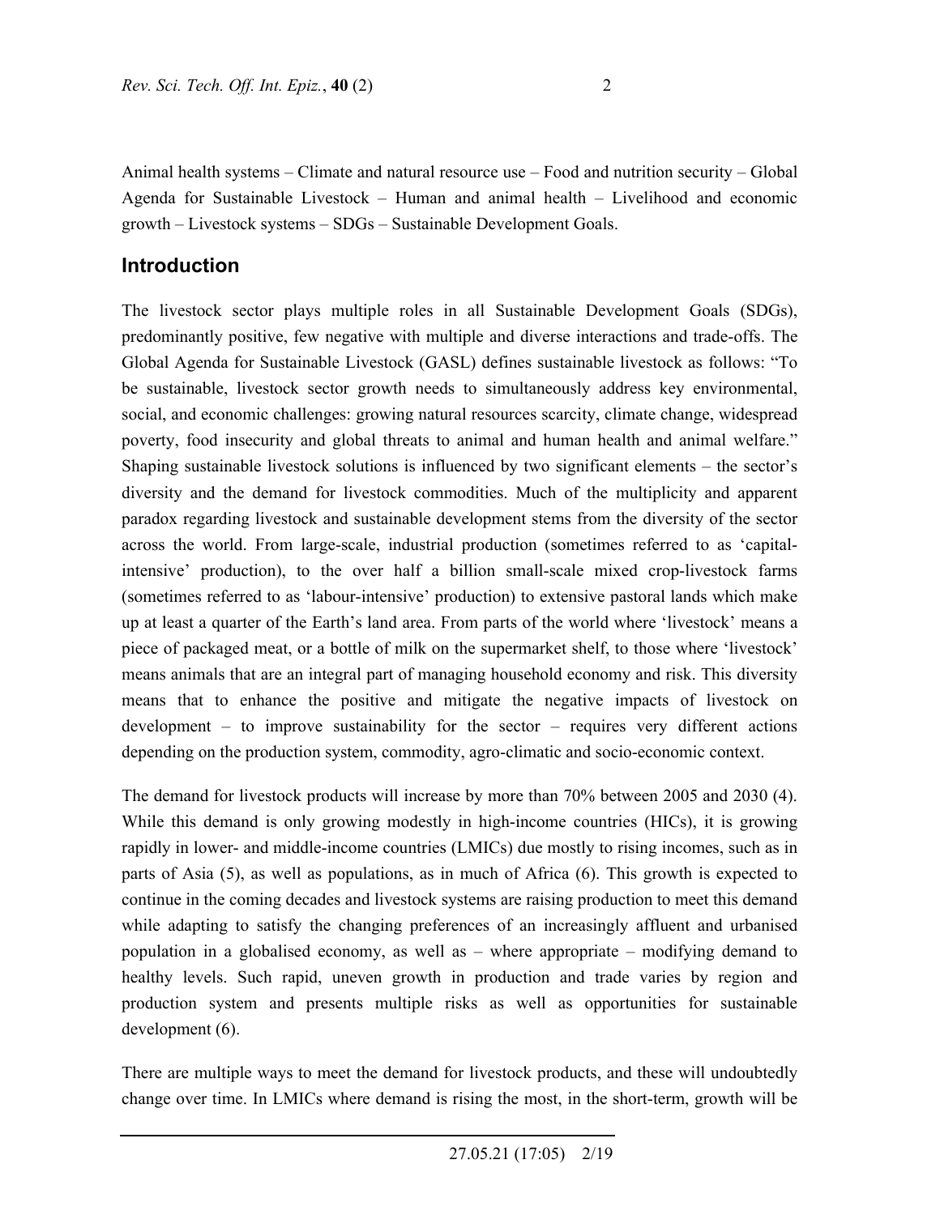Animal health systems – Climate and natural resource use – Food and nutrition security – Global Agenda for Sustainable Livestock – Human and animal health – Livelihood and economic growth – Livestock systems – SDGs – Sustainable Development Goals.

## Introduction

The livestock sector plays multiple roles in all Sustainable Development Goals (SDGs), predominantly positive, few negative with multiple and diverse interactions and trade-offs. The Global Agenda for Sustainable Livestock (GASL) defines sustainable livestock as follows: "To be sustainable, livestock sector growth needs to simultaneously address key environmental, social, and economic challenges: growing natural resources scarcity, climate change, widespread poverty, food insecurity and global threats to animal and human health and animal welfare." Shaping sustainable livestock solutions is influenced by two significant elements – the sector's diversity and the demand for livestock commodities. Much of the multiplicity and apparent paradox regarding livestock and sustainable development stems from the diversity of the sector across the world. From large-scale, industrial production (sometimes referred to as 'capital-intensive' production), to the over half a billion small-scale mixed crop-livestock farms (sometimes referred to as 'labour-intensive' production) to extensive pastoral lands which make up at least a quarter of the Earth's land area. From parts of the world where 'livestock' means a piece of packaged meat, or a bottle of milk on the supermarket shelf, to those where 'livestock' means animals that are an integral part of managing household economy and risk. This diversity means that to enhance the positive and mitigate the negative impacts of livestock on development – to improve sustainability for the sector – requires very different actions depending on the production system, commodity, agro-climatic and socio-economic context.

The demand for livestock products will increase by more than 70% between 2005 and 2030 (4). While this demand is only growing modestly in high-income countries (HICs), it is growing rapidly in lower- and middle-income countries (LMICs) due mostly to rising incomes, such as in parts of Asia (5), as well as populations, as in much of Africa (6). This growth is expected to continue in the coming decades and livestock systems are raising production to meet this demand while adapting to satisfy the changing preferences of an increasingly affluent and urbanised population in a globalised economy, as well as – where appropriate – modifying demand to healthy levels. Such rapid, uneven growth in production and trade varies by region and production system and presents multiple risks as well as opportunities for sustainable development (6).

There are multiple ways to meet the demand for livestock products, and these will undoubtedly change over time. In LMICs where demand is rising the most, in the short-term, growth will be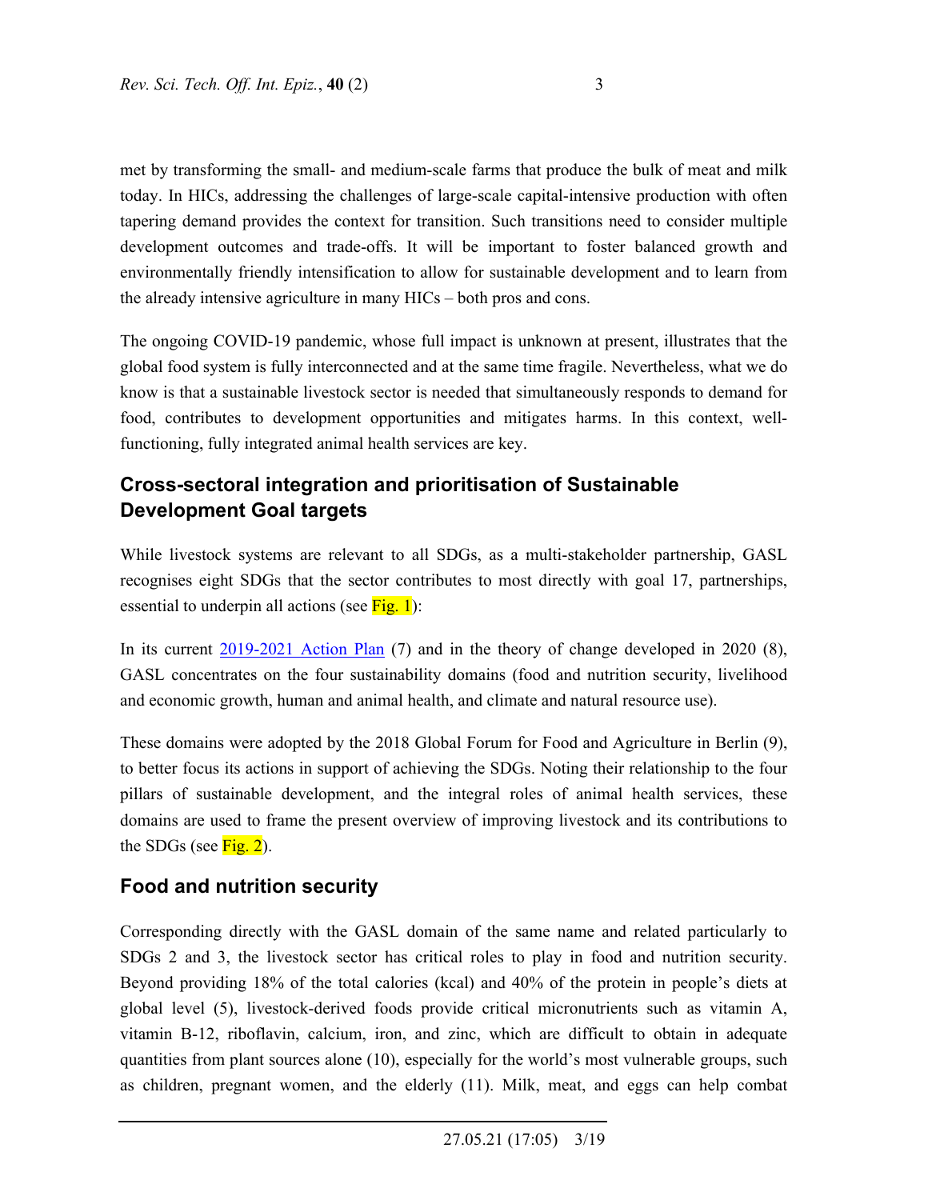met by transforming the small- and medium-scale farms that produce the bulk of meat and milk today. In HICs, addressing the challenges of large-scale capital-intensive production with often tapering demand provides the context for transition. Such transitions need to consider multiple development outcomes and trade-offs. It will be important to foster balanced growth and environmentally friendly intensification to allow for sustainable development and to learn from the already intensive agriculture in many HICs – both pros and cons.

The ongoing COVID-19 pandemic, whose full impact is unknown at present, illustrates that the global food system is fully interconnected and at the same time fragile. Nevertheless, what we do know is that a sustainable livestock sector is needed that simultaneously responds to demand for food, contributes to development opportunities and mitigates harms. In this context, well-functioning, fully integrated animal health services are key.

## Cross-sectoral integration and prioritisation of Sustainable Development Goal targets

While livestock systems are relevant to all SDGs, as a multi-stakeholder partnership, GASL recognises eight SDGs that the sector contributes to most directly with goal 17, partnerships, essential to underpin all actions (see Fig. 1):

In its current 2019-2021 Action Plan (7) and in the theory of change developed in 2020 (8), GASL concentrates on the four sustainability domains (food and nutrition security, livelihood and economic growth, human and animal health, and climate and natural resource use).

These domains were adopted by the 2018 Global Forum for Food and Agriculture in Berlin (9), to better focus its actions in support of achieving the SDGs. Noting their relationship to the four pillars of sustainable development, and the integral roles of animal health services, these domains are used to frame the present overview of improving livestock and its contributions to the SDGs (see Fig. 2).

## Food and nutrition security

Corresponding directly with the GASL domain of the same name and related particularly to SDGs 2 and 3, the livestock sector has critical roles to play in food and nutrition security. Beyond providing 18% of the total calories (kcal) and 40% of the protein in people's diets at global level (5), livestock-derived foods provide critical micronutrients such as vitamin A, vitamin B-12, riboflavin, calcium, iron, and zinc, which are difficult to obtain in adequate quantities from plant sources alone (10), especially for the world's most vulnerable groups, such as children, pregnant women, and the elderly (11). Milk, meat, and eggs can help combat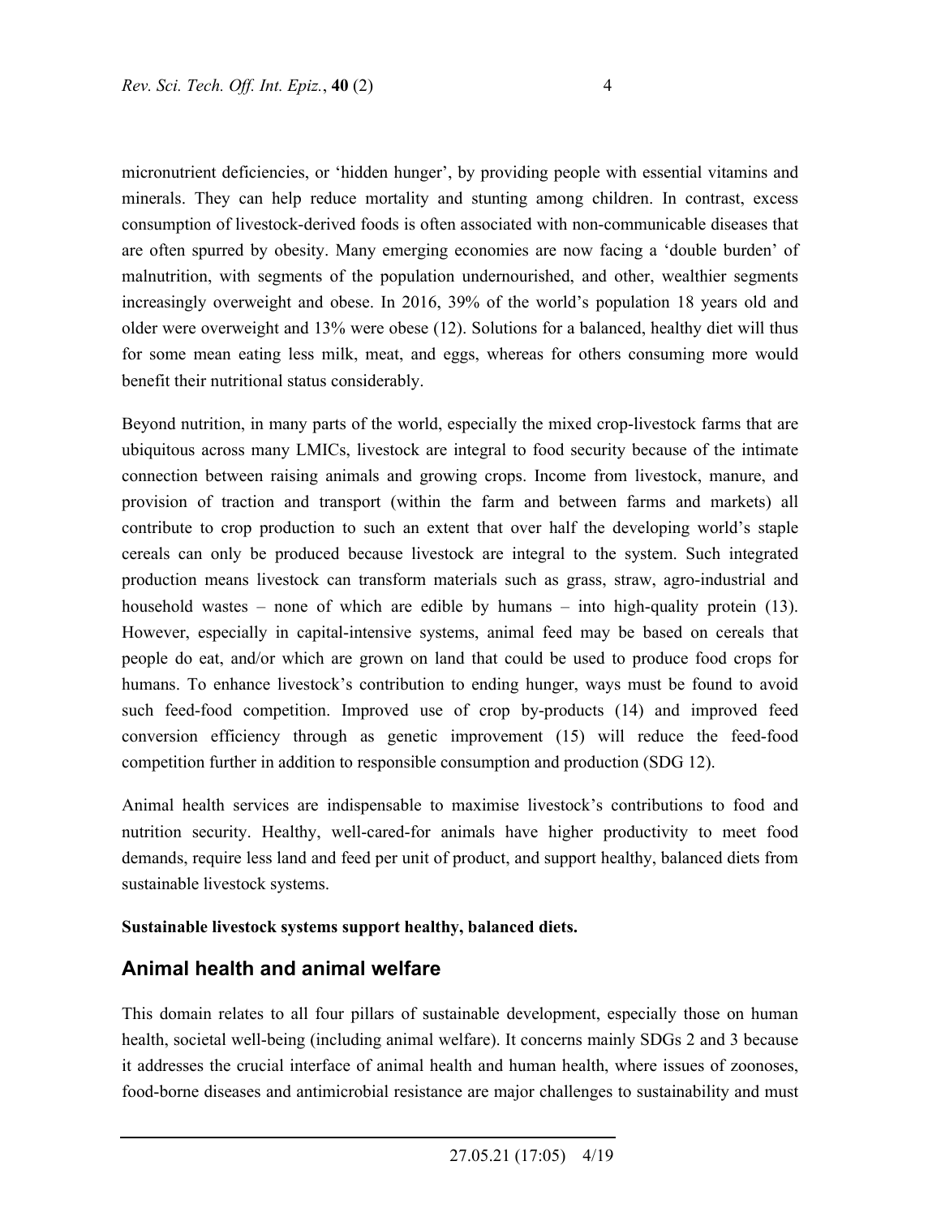micronutrient deficiencies, or 'hidden hunger', by providing people with essential vitamins and minerals. They can help reduce mortality and stunting among children. In contrast, excess consumption of livestock-derived foods is often associated with non-communicable diseases that are often spurred by obesity. Many emerging economies are now facing a 'double burden' of malnutrition, with segments of the population undernourished, and other, wealthier segments increasingly overweight and obese. In 2016, 39% of the world's population 18 years old and older were overweight and 13% were obese (12). Solutions for a balanced, healthy diet will thus for some mean eating less milk, meat, and eggs, whereas for others consuming more would benefit their nutritional status considerably.

Beyond nutrition, in many parts of the world, especially the mixed crop-livestock farms that are ubiquitous across many LMICs, livestock are integral to food security because of the intimate connection between raising animals and growing crops. Income from livestock, manure, and provision of traction and transport (within the farm and between farms and markets) all contribute to crop production to such an extent that over half the developing world's staple cereals can only be produced because livestock are integral to the system. Such integrated production means livestock can transform materials such as grass, straw, agro-industrial and household wastes – none of which are edible by humans – into high-quality protein (13). However, especially in capital-intensive systems, animal feed may be based on cereals that people do eat, and/or which are grown on land that could be used to produce food crops for humans. To enhance livestock's contribution to ending hunger, ways must be found to avoid such feed-food competition. Improved use of crop by-products (14) and improved feed conversion efficiency through as genetic improvement (15) will reduce the feed-food competition further in addition to responsible consumption and production (SDG 12).

Animal health services are indispensable to maximise livestock's contributions to food and nutrition security. Healthy, well-cared-for animals have higher productivity to meet food demands, require less land and feed per unit of product, and support healthy, balanced diets from sustainable livestock systems.

**Sustainable livestock systems support healthy, balanced diets.**

## Animal health and animal welfare

This domain relates to all four pillars of sustainable development, especially those on human health, societal well-being (including animal welfare). It concerns mainly SDGs 2 and 3 because it addresses the crucial interface of animal health and human health, where issues of zoonoses, food-borne diseases and antimicrobial resistance are major challenges to sustainability and must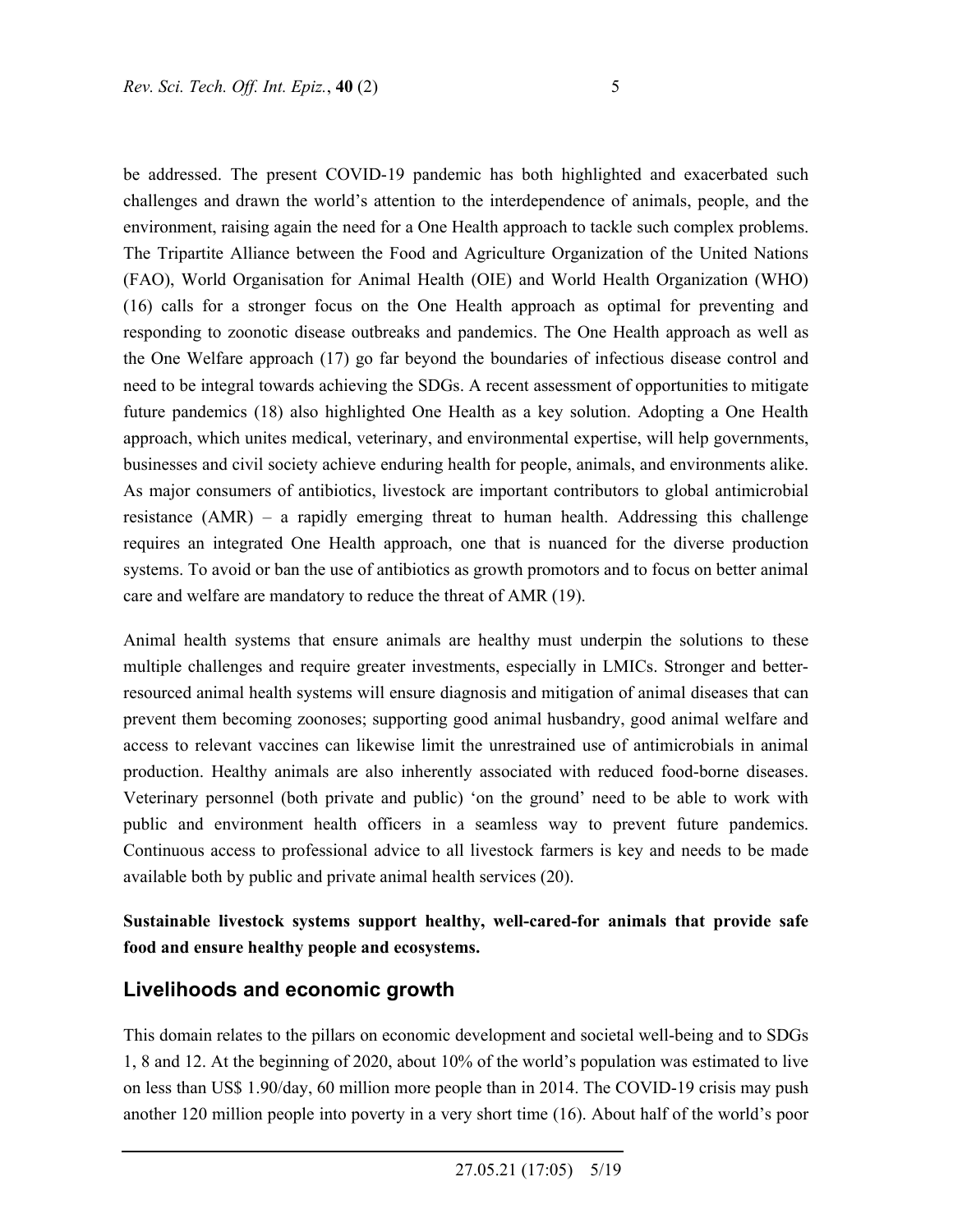be addressed. The present COVID-19 pandemic has both highlighted and exacerbated such challenges and drawn the world's attention to the interdependence of animals, people, and the environment, raising again the need for a One Health approach to tackle such complex problems. The Tripartite Alliance between the Food and Agriculture Organization of the United Nations (FAO), World Organisation for Animal Health (OIE) and World Health Organization (WHO) (16) calls for a stronger focus on the One Health approach as optimal for preventing and responding to zoonotic disease outbreaks and pandemics. The One Health approach as well as the One Welfare approach (17) go far beyond the boundaries of infectious disease control and need to be integral towards achieving the SDGs. A recent assessment of opportunities to mitigate future pandemics (18) also highlighted One Health as a key solution. Adopting a One Health approach, which unites medical, veterinary, and environmental expertise, will help governments, businesses and civil society achieve enduring health for people, animals, and environments alike. As major consumers of antibiotics, livestock are important contributors to global antimicrobial resistance (AMR) – a rapidly emerging threat to human health. Addressing this challenge requires an integrated One Health approach, one that is nuanced for the diverse production systems. To avoid or ban the use of antibiotics as growth promotors and to focus on better animal care and welfare are mandatory to reduce the threat of AMR (19).

Animal health systems that ensure animals are healthy must underpin the solutions to these multiple challenges and require greater investments, especially in LMICs. Stronger and better-resourced animal health systems will ensure diagnosis and mitigation of animal diseases that can prevent them becoming zoonoses; supporting good animal husbandry, good animal welfare and access to relevant vaccines can likewise limit the unrestrained use of antimicrobials in animal production. Healthy animals are also inherently associated with reduced food-borne diseases. Veterinary personnel (both private and public) 'on the ground' need to be able to work with public and environment health officers in a seamless way to prevent future pandemics. Continuous access to professional advice to all livestock farmers is key and needs to be made available both by public and private animal health services (20).

**Sustainable livestock systems support healthy, well-cared-for animals that provide safe food and ensure healthy people and ecosystems.**

## Livelihoods and economic growth

This domain relates to the pillars on economic development and societal well-being and to SDGs 1, 8 and 12. At the beginning of 2020, about 10% of the world's population was estimated to live on less than US$ 1.90/day, 60 million more people than in 2014. The COVID-19 crisis may push another 120 million people into poverty in a very short time (16). About half of the world's poor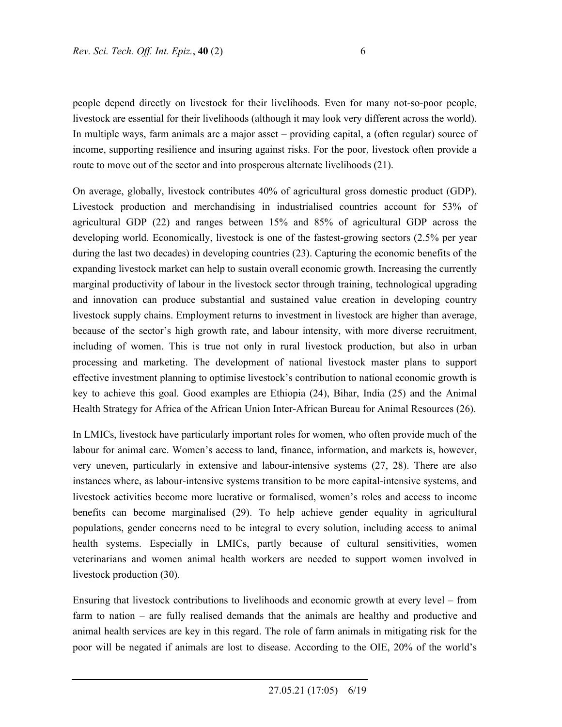people depend directly on livestock for their livelihoods. Even for many not-so-poor people, livestock are essential for their livelihoods (although it may look very different across the world). In multiple ways, farm animals are a major asset – providing capital, a (often regular) source of income, supporting resilience and insuring against risks. For the poor, livestock often provide a route to move out of the sector and into prosperous alternate livelihoods (21).

On average, globally, livestock contributes 40% of agricultural gross domestic product (GDP). Livestock production and merchandising in industrialised countries account for 53% of agricultural GDP (22) and ranges between 15% and 85% of agricultural GDP across the developing world. Economically, livestock is one of the fastest-growing sectors (2.5% per year during the last two decades) in developing countries (23). Capturing the economic benefits of the expanding livestock market can help to sustain overall economic growth. Increasing the currently marginal productivity of labour in the livestock sector through training, technological upgrading and innovation can produce substantial and sustained value creation in developing country livestock supply chains. Employment returns to investment in livestock are higher than average, because of the sector's high growth rate, and labour intensity, with more diverse recruitment, including of women. This is true not only in rural livestock production, but also in urban processing and marketing. The development of national livestock master plans to support effective investment planning to optimise livestock's contribution to national economic growth is key to achieve this goal. Good examples are Ethiopia (24), Bihar, India (25) and the Animal Health Strategy for Africa of the African Union Inter-African Bureau for Animal Resources (26).

In LMICs, livestock have particularly important roles for women, who often provide much of the labour for animal care. Women's access to land, finance, information, and markets is, however, very uneven, particularly in extensive and labour-intensive systems (27, 28). There are also instances where, as labour-intensive systems transition to be more capital-intensive systems, and livestock activities become more lucrative or formalised, women's roles and access to income benefits can become marginalised (29). To help achieve gender equality in agricultural populations, gender concerns need to be integral to every solution, including access to animal health systems. Especially in LMICs, partly because of cultural sensitivities, women veterinarians and women animal health workers are needed to support women involved in livestock production (30).

Ensuring that livestock contributions to livelihoods and economic growth at every level – from farm to nation – are fully realised demands that the animals are healthy and productive and animal health services are key in this regard. The role of farm animals in mitigating risk for the poor will be negated if animals are lost to disease. According to the OIE, 20% of the world's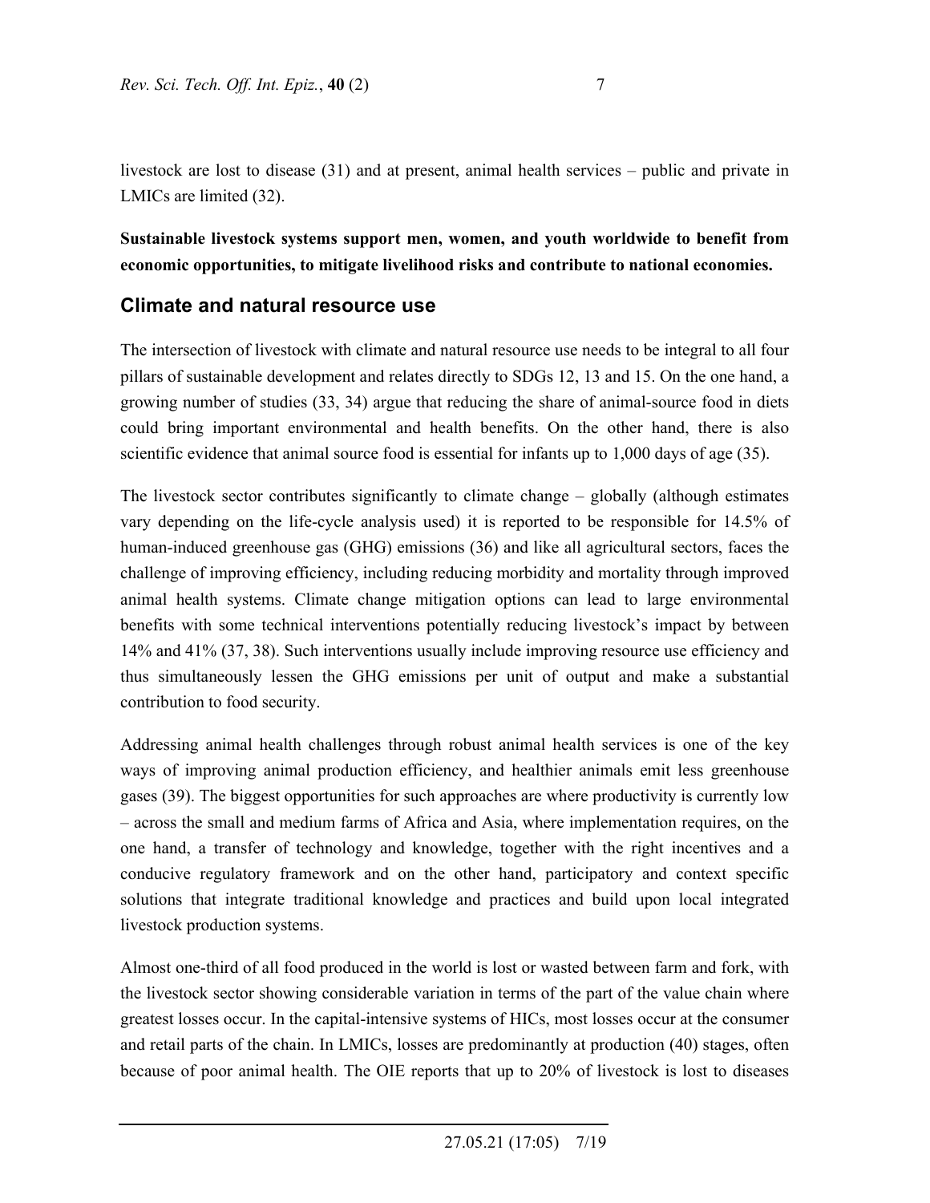livestock are lost to disease (31) and at present, animal health services – public and private in LMICs are limited (32).

**Sustainable livestock systems support men, women, and youth worldwide to benefit from economic opportunities, to mitigate livelihood risks and contribute to national economies.**

## Climate and natural resource use

The intersection of livestock with climate and natural resource use needs to be integral to all four pillars of sustainable development and relates directly to SDGs 12, 13 and 15. On the one hand, a growing number of studies (33, 34) argue that reducing the share of animal-source food in diets could bring important environmental and health benefits. On the other hand, there is also scientific evidence that animal source food is essential for infants up to 1,000 days of age (35).

The livestock sector contributes significantly to climate change – globally (although estimates vary depending on the life-cycle analysis used) it is reported to be responsible for 14.5% of human-induced greenhouse gas (GHG) emissions (36) and like all agricultural sectors, faces the challenge of improving efficiency, including reducing morbidity and mortality through improved animal health systems. Climate change mitigation options can lead to large environmental benefits with some technical interventions potentially reducing livestock's impact by between 14% and 41% (37, 38). Such interventions usually include improving resource use efficiency and thus simultaneously lessen the GHG emissions per unit of output and make a substantial contribution to food security.

Addressing animal health challenges through robust animal health services is one of the key ways of improving animal production efficiency, and healthier animals emit less greenhouse gases (39). The biggest opportunities for such approaches are where productivity is currently low – across the small and medium farms of Africa and Asia, where implementation requires, on the one hand, a transfer of technology and knowledge, together with the right incentives and a conducive regulatory framework and on the other hand, participatory and context specific solutions that integrate traditional knowledge and practices and build upon local integrated livestock production systems.

Almost one-third of all food produced in the world is lost or wasted between farm and fork, with the livestock sector showing considerable variation in terms of the part of the value chain where greatest losses occur. In the capital-intensive systems of HICs, most losses occur at the consumer and retail parts of the chain. In LMICs, losses are predominantly at production (40) stages, often because of poor animal health. The OIE reports that up to 20% of livestock is lost to diseases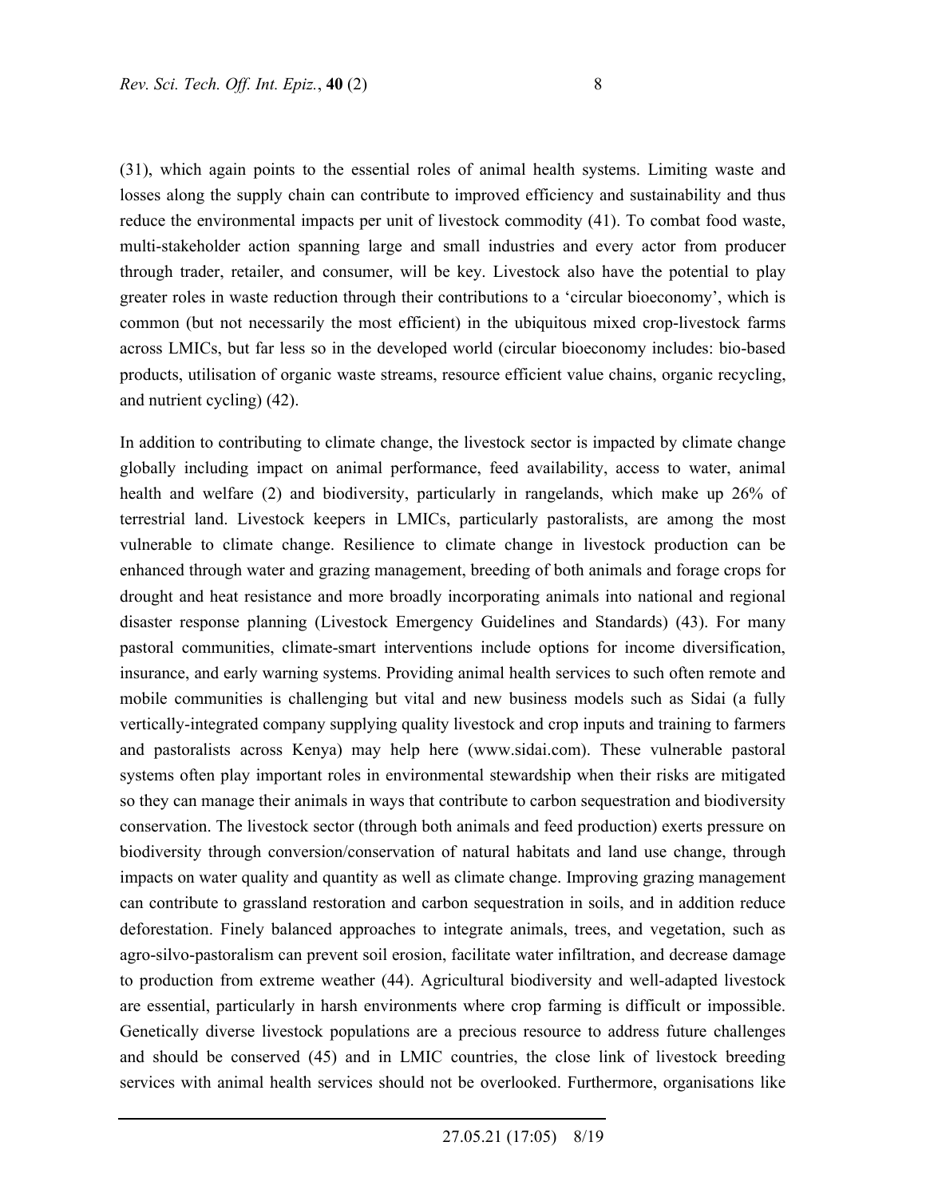(31), which again points to the essential roles of animal health systems. Limiting waste and losses along the supply chain can contribute to improved efficiency and sustainability and thus reduce the environmental impacts per unit of livestock commodity (41). To combat food waste, multi-stakeholder action spanning large and small industries and every actor from producer through trader, retailer, and consumer, will be key. Livestock also have the potential to play greater roles in waste reduction through their contributions to a 'circular bioeconomy', which is common (but not necessarily the most efficient) in the ubiquitous mixed crop-livestock farms across LMICs, but far less so in the developed world (circular bioeconomy includes: bio-based products, utilisation of organic waste streams, resource efficient value chains, organic recycling, and nutrient cycling) (42).

In addition to contributing to climate change, the livestock sector is impacted by climate change globally including impact on animal performance, feed availability, access to water, animal health and welfare (2) and biodiversity, particularly in rangelands, which make up 26% of terrestrial land. Livestock keepers in LMICs, particularly pastoralists, are among the most vulnerable to climate change. Resilience to climate change in livestock production can be enhanced through water and grazing management, breeding of both animals and forage crops for drought and heat resistance and more broadly incorporating animals into national and regional disaster response planning (Livestock Emergency Guidelines and Standards) (43). For many pastoral communities, climate-smart interventions include options for income diversification, insurance, and early warning systems. Providing animal health services to such often remote and mobile communities is challenging but vital and new business models such as Sidai (a fully vertically-integrated company supplying quality livestock and crop inputs and training to farmers and pastoralists across Kenya) may help here (www.sidai.com). These vulnerable pastoral systems often play important roles in environmental stewardship when their risks are mitigated so they can manage their animals in ways that contribute to carbon sequestration and biodiversity conservation. The livestock sector (through both animals and feed production) exerts pressure on biodiversity through conversion/conservation of natural habitats and land use change, through impacts on water quality and quantity as well as climate change. Improving grazing management can contribute to grassland restoration and carbon sequestration in soils, and in addition reduce deforestation. Finely balanced approaches to integrate animals, trees, and vegetation, such as agro-silvo-pastoralism can prevent soil erosion, facilitate water infiltration, and decrease damage to production from extreme weather (44). Agricultural biodiversity and well-adapted livestock are essential, particularly in harsh environments where crop farming is difficult or impossible. Genetically diverse livestock populations are a precious resource to address future challenges and should be conserved (45) and in LMIC countries, the close link of livestock breeding services with animal health services should not be overlooked. Furthermore, organisations like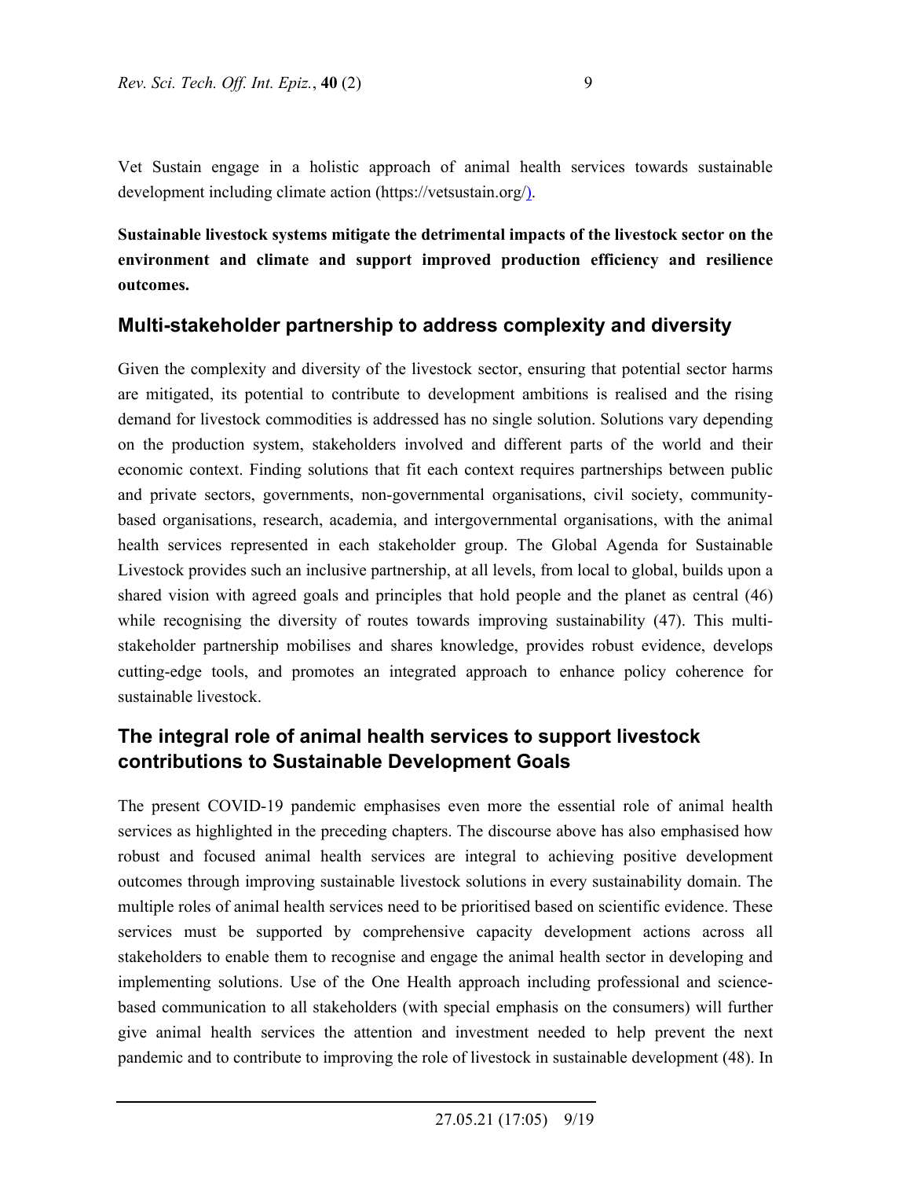Vet Sustain engage in a holistic approach of animal health services towards sustainable development including climate action (https://vetsustain.org/).

**Sustainable livestock systems mitigate the detrimental impacts of the livestock sector on the environment and climate and support improved production efficiency and resilience outcomes.**

## Multi-stakeholder partnership to address complexity and diversity

Given the complexity and diversity of the livestock sector, ensuring that potential sector harms are mitigated, its potential to contribute to development ambitions is realised and the rising demand for livestock commodities is addressed has no single solution. Solutions vary depending on the production system, stakeholders involved and different parts of the world and their economic context. Finding solutions that fit each context requires partnerships between public and private sectors, governments, non-governmental organisations, civil society, community-based organisations, research, academia, and intergovernmental organisations, with the animal health services represented in each stakeholder group. The Global Agenda for Sustainable Livestock provides such an inclusive partnership, at all levels, from local to global, builds upon a shared vision with agreed goals and principles that hold people and the planet as central (46) while recognising the diversity of routes towards improving sustainability (47). This multi-stakeholder partnership mobilises and shares knowledge, provides robust evidence, develops cutting-edge tools, and promotes an integrated approach to enhance policy coherence for sustainable livestock.

## The integral role of animal health services to support livestock contributions to Sustainable Development Goals

The present COVID-19 pandemic emphasises even more the essential role of animal health services as highlighted in the preceding chapters. The discourse above has also emphasised how robust and focused animal health services are integral to achieving positive development outcomes through improving sustainable livestock solutions in every sustainability domain. The multiple roles of animal health services need to be prioritised based on scientific evidence. These services must be supported by comprehensive capacity development actions across all stakeholders to enable them to recognise and engage the animal health sector in developing and implementing solutions. Use of the One Health approach including professional and science-based communication to all stakeholders (with special emphasis on the consumers) will further give animal health services the attention and investment needed to help prevent the next pandemic and to contribute to improving the role of livestock in sustainable development (48). In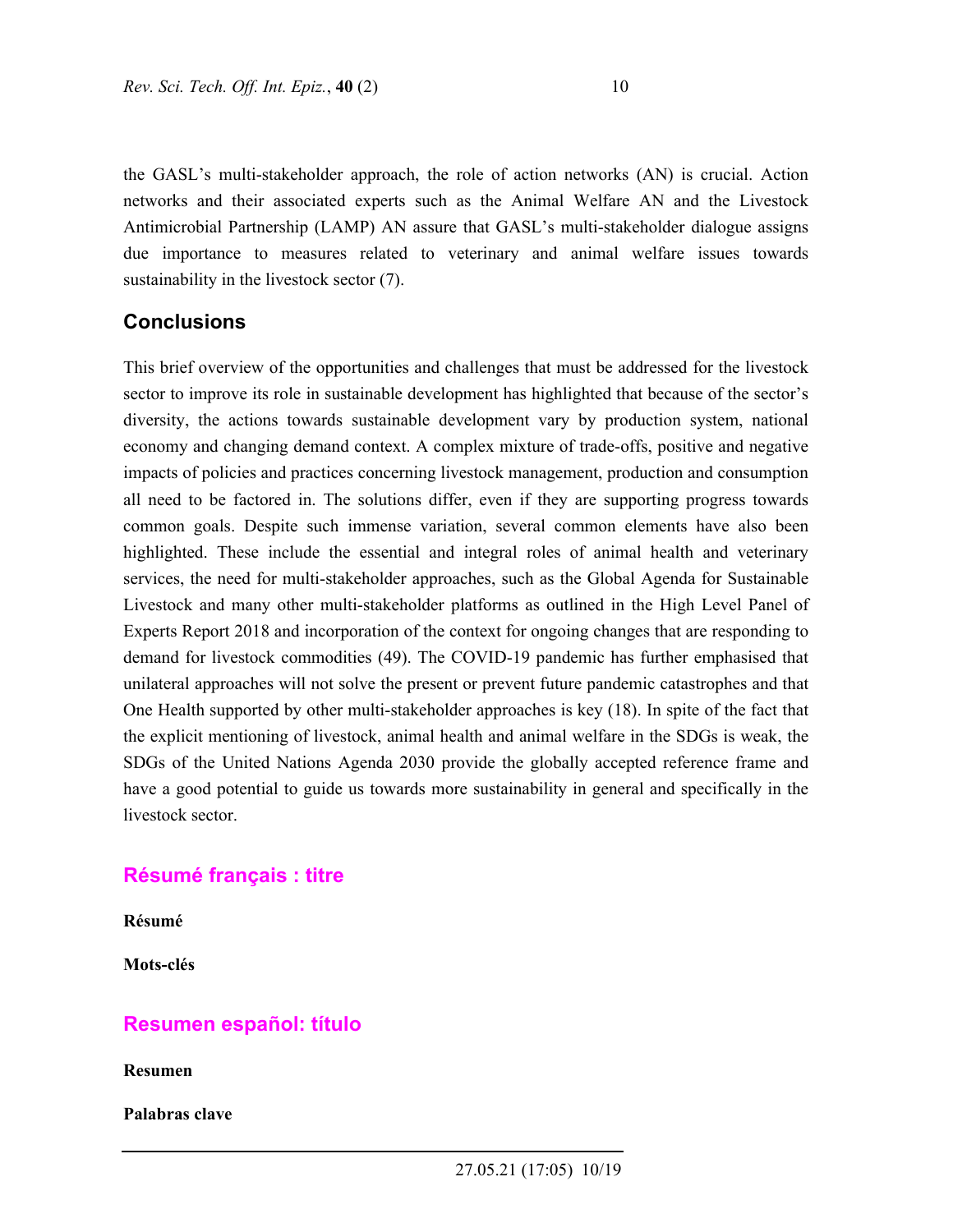the GASL's multi-stakeholder approach, the role of action networks (AN) is crucial. Action networks and their associated experts such as the Animal Welfare AN and the Livestock Antimicrobial Partnership (LAMP) AN assure that GASL's multi-stakeholder dialogue assigns due importance to measures related to veterinary and animal welfare issues towards sustainability in the livestock sector (7).

## Conclusions

This brief overview of the opportunities and challenges that must be addressed for the livestock sector to improve its role in sustainable development has highlighted that because of the sector's diversity, the actions towards sustainable development vary by production system, national economy and changing demand context. A complex mixture of trade-offs, positive and negative impacts of policies and practices concerning livestock management, production and consumption all need to be factored in. The solutions differ, even if they are supporting progress towards common goals. Despite such immense variation, several common elements have also been highlighted. These include the essential and integral roles of animal health and veterinary services, the need for multi-stakeholder approaches, such as the Global Agenda for Sustainable Livestock and many other multi-stakeholder platforms as outlined in the High Level Panel of Experts Report 2018 and incorporation of the context for ongoing changes that are responding to demand for livestock commodities (49). The COVID-19 pandemic has further emphasised that unilateral approaches will not solve the present or prevent future pandemic catastrophes and that One Health supported by other multi-stakeholder approaches is key (18). In spite of the fact that the explicit mentioning of livestock, animal health and animal welfare in the SDGs is weak, the SDGs of the United Nations Agenda 2030 provide the globally accepted reference frame and have a good potential to guide us towards more sustainability in general and specifically in the livestock sector.

## Résumé français : titre

**Résumé**

**Mots-clés**

## Resumen español: título

**Resumen**

**Palabras clave**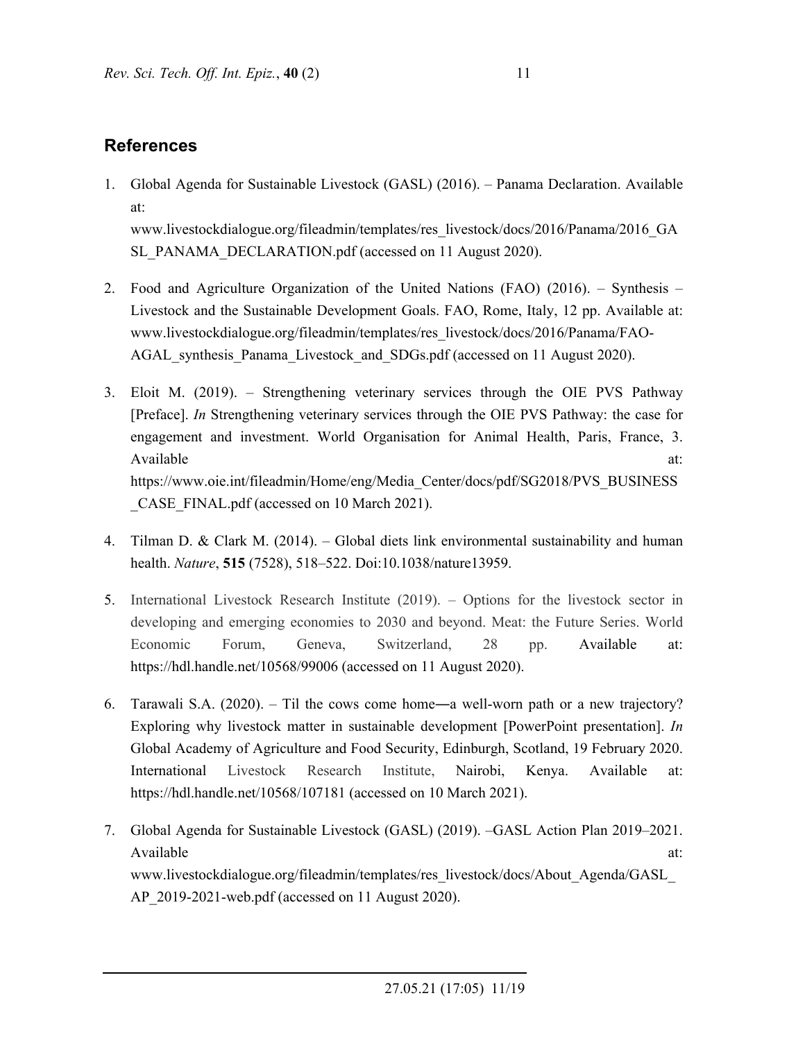## References

1. Global Agenda for Sustainable Livestock (GASL) (2016). – Panama Declaration. Available at: www.livestockdialogue.org/fileadmin/templates/res_livestock/docs/2016/Panama/2016_GASL_PANAMA_DECLARATION.pdf (accessed on 11 August 2020).

2. Food and Agriculture Organization of the United Nations (FAO) (2016). – Synthesis – Livestock and the Sustainable Development Goals. FAO, Rome, Italy, 12 pp. Available at: www.livestockdialogue.org/fileadmin/templates/res_livestock/docs/2016/Panama/FAO-AGAL_synthesis_Panama_Livestock_and_SDGs.pdf (accessed on 11 August 2020).

3. Eloit M. (2019). – Strengthening veterinary services through the OIE PVS Pathway [Preface]. *In* Strengthening veterinary services through the OIE PVS Pathway: the case for engagement and investment. World Organisation for Animal Health, Paris, France, 3. Available at: https://www.oie.int/fileadmin/Home/eng/Media_Center/docs/pdf/SG2018/PVS_BUSINESS_CASE_FINAL.pdf (accessed on 10 March 2021).

4. Tilman D. & Clark M. (2014). – Global diets link environmental sustainability and human health. *Nature*, **515** (7528), 518–522. Doi:10.1038/nature13959.

5. International Livestock Research Institute (2019). – Options for the livestock sector in developing and emerging economies to 2030 and beyond. Meat: the Future Series. World Economic Forum, Geneva, Switzerland, 28 pp. Available at: https://hdl.handle.net/10568/99006 (accessed on 11 August 2020).

6. Tarawali S.A. (2020). – Til the cows come home―a well-worn path or a new trajectory? Exploring why livestock matter in sustainable development [PowerPoint presentation]. *In* Global Academy of Agriculture and Food Security, Edinburgh, Scotland, 19 February 2020. International Livestock Research Institute, Nairobi, Kenya. Available at: https://hdl.handle.net/10568/107181 (accessed on 10 March 2021).

7. Global Agenda for Sustainable Livestock (GASL) (2019). –GASL Action Plan 2019–2021. Available at: www.livestockdialogue.org/fileadmin/templates/res_livestock/docs/About_Agenda/GASL_AP_2019-2021-web.pdf (accessed on 11 August 2020).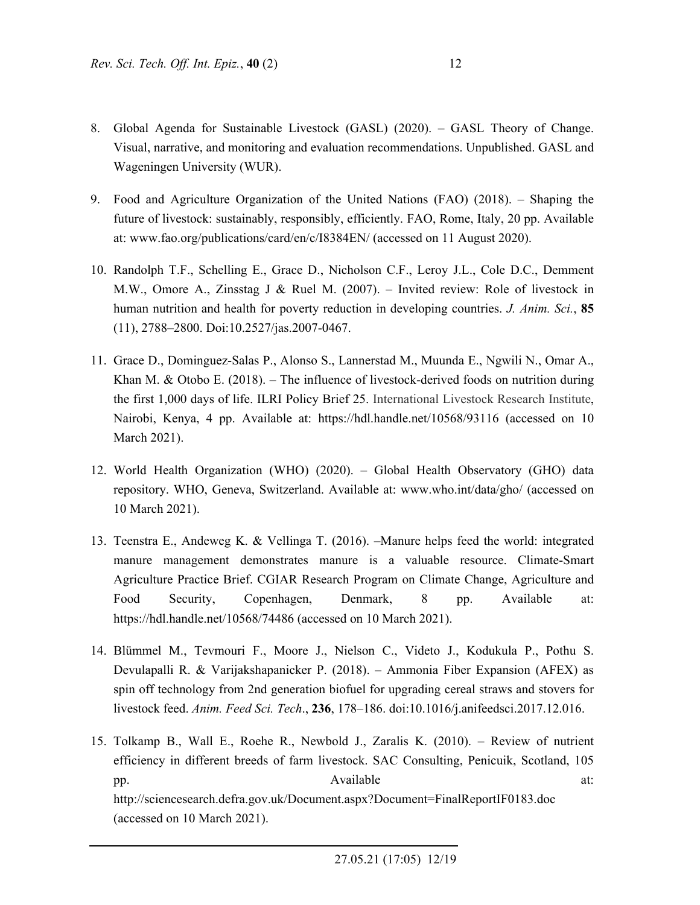8. Global Agenda for Sustainable Livestock (GASL) (2020). – GASL Theory of Change. Visual, narrative, and monitoring and evaluation recommendations. Unpublished. GASL and Wageningen University (WUR).

9. Food and Agriculture Organization of the United Nations (FAO) (2018). – Shaping the future of livestock: sustainably, responsibly, efficiently. FAO, Rome, Italy, 20 pp. Available at: www.fao.org/publications/card/en/c/I8384EN/ (accessed on 11 August 2020).

10. Randolph T.F., Schelling E., Grace D., Nicholson C.F., Leroy J.L., Cole D.C., Demment M.W., Omore A., Zinsstag J & Ruel M. (2007). – Invited review: Role of livestock in human nutrition and health for poverty reduction in developing countries. *J. Anim. Sci.*, **85** (11), 2788–2800. Doi:10.2527/jas.2007-0467.

11. Grace D., Dominguez-Salas P., Alonso S., Lannerstad M., Muunda E., Ngwili N., Omar A., Khan M. & Otobo E. (2018). – The influence of livestock-derived foods on nutrition during the first 1,000 days of life. ILRI Policy Brief 25. International Livestock Research Institute, Nairobi, Kenya, 4 pp. Available at: https://hdl.handle.net/10568/93116 (accessed on 10 March 2021).

12. World Health Organization (WHO) (2020). – Global Health Observatory (GHO) data repository. WHO, Geneva, Switzerland. Available at: www.who.int/data/gho/ (accessed on 10 March 2021).

13. Teenstra E., Andeweg K. & Vellinga T. (2016). –Manure helps feed the world: integrated manure management demonstrates manure is a valuable resource. Climate-Smart Agriculture Practice Brief. CGIAR Research Program on Climate Change, Agriculture and Food Security, Copenhagen, Denmark, 8 pp. Available at: https://hdl.handle.net/10568/74486 (accessed on 10 March 2021).

14. Blümmel M., Tevmouri F., Moore J., Nielson C., Videto J., Kodukula P., Pothu S. Devulapalli R. & Varijakshapanicker P. (2018). – Ammonia Fiber Expansion (AFEX) as spin off technology from 2nd generation biofuel for upgrading cereal straws and stovers for livestock feed. *Anim. Feed Sci. Tech*., **236**, 178–186. doi:10.1016/j.anifeedsci.2017.12.016.

15. Tolkamp B., Wall E., Roehe R., Newbold J., Zaralis K. (2010). – Review of nutrient efficiency in different breeds of farm livestock. SAC Consulting, Penicuik, Scotland, 105 pp. Available at: http://sciencesearch.defra.gov.uk/Document.aspx?Document=FinalReportIF0183.doc (accessed on 10 March 2021).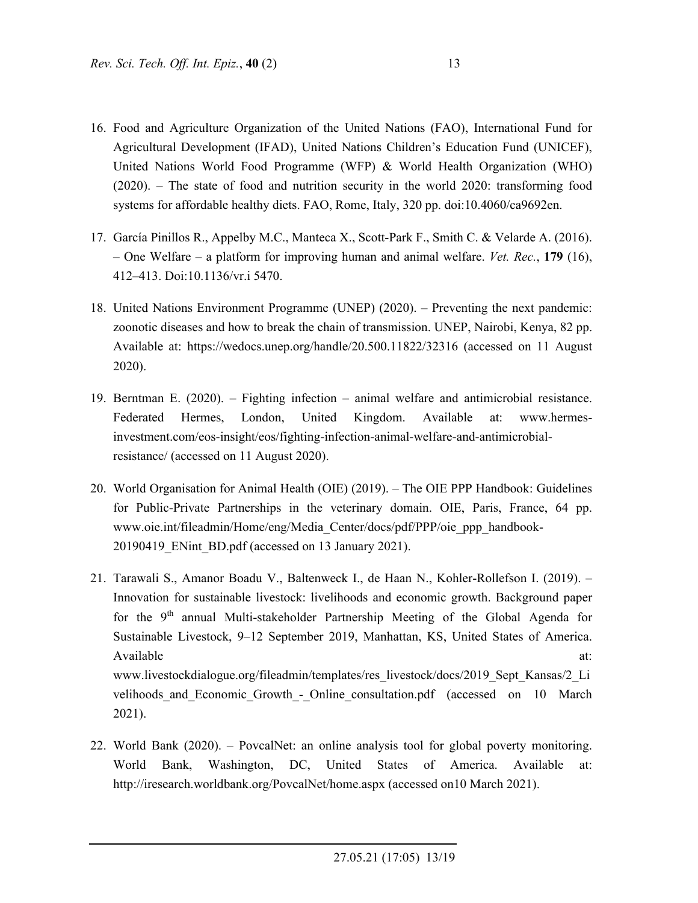16. Food and Agriculture Organization of the United Nations (FAO), International Fund for Agricultural Development (IFAD), United Nations Children's Education Fund (UNICEF), United Nations World Food Programme (WFP) & World Health Organization (WHO) (2020). – The state of food and nutrition security in the world 2020: transforming food systems for affordable healthy diets. FAO, Rome, Italy, 320 pp. doi:10.4060/ca9692en.

17. García Pinillos R., Appelby M.C., Manteca X., Scott-Park F., Smith C. & Velarde A. (2016). – One Welfare – a platform for improving human and animal welfare. *Vet. Rec.*, **179** (16), 412–413. Doi:10.1136/vr.i 5470.

18. United Nations Environment Programme (UNEP) (2020). – Preventing the next pandemic: zoonotic diseases and how to break the chain of transmission. UNEP, Nairobi, Kenya, 82 pp. Available at: https://wedocs.unep.org/handle/20.500.11822/32316 (accessed on 11 August 2020).

19. Berntman E. (2020). – Fighting infection – animal welfare and antimicrobial resistance. Federated Hermes, London, United Kingdom. Available at: www.hermes-investment.com/eos-insight/eos/fighting-infection-animal-welfare-and-antimicrobial-resistance/ (accessed on 11 August 2020).

20. World Organisation for Animal Health (OIE) (2019). – The OIE PPP Handbook: Guidelines for Public-Private Partnerships in the veterinary domain. OIE, Paris, France, 64 pp. www.oie.int/fileadmin/Home/eng/Media_Center/docs/pdf/PPP/oie_ppp_handbook-20190419_ENint_BD.pdf (accessed on 13 January 2021).

21. Tarawali S., Amanor Boadu V., Baltenweck I., de Haan N., Kohler-Rollefson I. (2019). – Innovation for sustainable livestock: livelihoods and economic growth. Background paper for the 9th annual Multi-stakeholder Partnership Meeting of the Global Agenda for Sustainable Livestock, 9–12 September 2019, Manhattan, KS, United States of America. Available at: www.livestockdialogue.org/fileadmin/templates/res_livestock/docs/2019_Sept_Kansas/2_Livelihoods_and_Economic_Growth_-_Online_consultation.pdf (accessed on 10 March 2021).

22. World Bank (2020). – PovcalNet: an online analysis tool for global poverty monitoring. World Bank, Washington, DC, United States of America. Available at: http://iresearch.worldbank.org/PovcalNet/home.aspx (accessed on10 March 2021).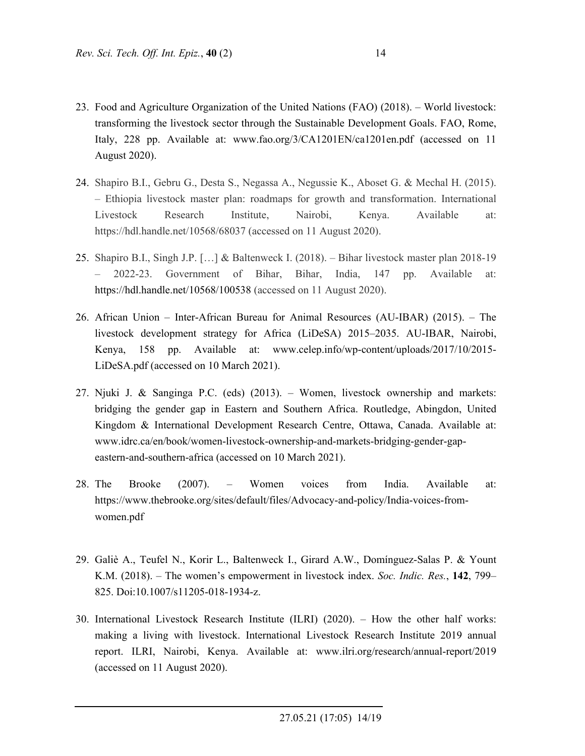23. Food and Agriculture Organization of the United Nations (FAO) (2018). – World livestock: transforming the livestock sector through the Sustainable Development Goals. FAO, Rome, Italy, 228 pp. Available at: www.fao.org/3/CA1201EN/ca1201en.pdf (accessed on 11 August 2020).

24. Shapiro B.I., Gebru G., Desta S., Negassa A., Negussie K., Aboset G. & Mechal H. (2015). – Ethiopia livestock master plan: roadmaps for growth and transformation. International Livestock Research Institute, Nairobi, Kenya. Available at: https://hdl.handle.net/10568/68037 (accessed on 11 August 2020).

25. Shapiro B.I., Singh J.P. […] & Baltenweck I. (2018). – Bihar livestock master plan 2018-19 – 2022-23. Government of Bihar, Bihar, India, 147 pp. Available at: https://hdl.handle.net/10568/100538 (accessed on 11 August 2020).

26. African Union – Inter-African Bureau for Animal Resources (AU-IBAR) (2015). – The livestock development strategy for Africa (LiDeSA) 2015–2035. AU-IBAR, Nairobi, Kenya, 158 pp. Available at: www.celep.info/wp-content/uploads/2017/10/2015-LiDeSA.pdf (accessed on 10 March 2021).

27. Njuki J. & Sanginga P.C. (eds) (2013). – Women, livestock ownership and markets: bridging the gender gap in Eastern and Southern Africa. Routledge, Abingdon, United Kingdom & International Development Research Centre, Ottawa, Canada. Available at: www.idrc.ca/en/book/women-livestock-ownership-and-markets-bridging-gender-gap-eastern-and-southern-africa (accessed on 10 March 2021).

28. The Brooke (2007). – Women voices from India. Available at: https://www.thebrooke.org/sites/default/files/Advocacy-and-policy/India-voices-from-women.pdf

29. Galiè A., Teufel N., Korir L., Baltenweck I., Girard A.W., Domínguez-Salas P. & Yount K.M. (2018). – The women's empowerment in livestock index. *Soc. Indic. Res.*, **142**, 799–825. Doi:10.1007/s11205-018-1934-z.

30. International Livestock Research Institute (ILRI) (2020). – How the other half works: making a living with livestock. International Livestock Research Institute 2019 annual report. ILRI, Nairobi, Kenya. Available at: www.ilri.org/research/annual-report/2019 (accessed on 11 August 2020).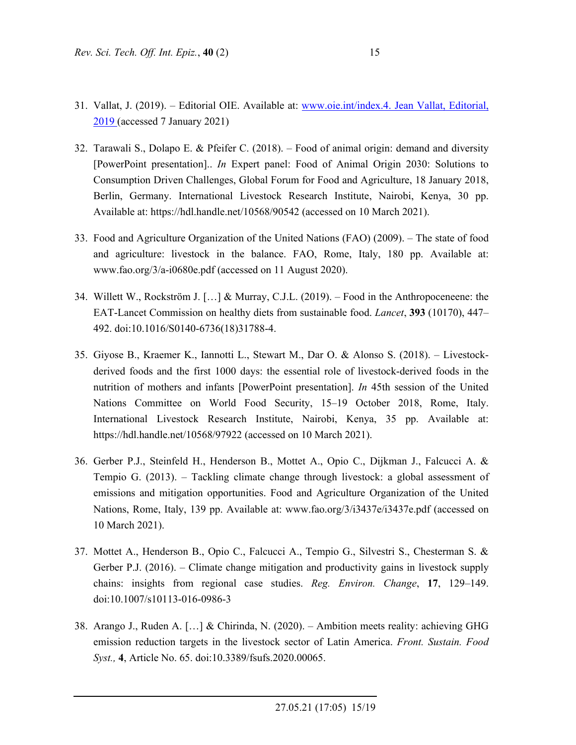31. Vallat, J. (2019). – Editorial OIE. Available at: [www.oie.int/index.4. Jean Vallat, Editorial, 2019](www.oie.int/index.4) (accessed 7 January 2021)

32. Tarawali S., Dolapo E. & Pfeifer C. (2018). – Food of animal origin: demand and diversity [PowerPoint presentation].. *In* Expert panel: Food of Animal Origin 2030: Solutions to Consumption Driven Challenges, Global Forum for Food and Agriculture, 18 January 2018, Berlin, Germany. International Livestock Research Institute, Nairobi, Kenya, 30 pp. Available at: https://hdl.handle.net/10568/90542 (accessed on 10 March 2021).

33. Food and Agriculture Organization of the United Nations (FAO) (2009). – The state of food and agriculture: livestock in the balance. FAO, Rome, Italy, 180 pp. Available at: www.fao.org/3/a-i0680e.pdf (accessed on 11 August 2020).

34. Willett W., Rockström J. […] & Murray, C.J.L. (2019). – Food in the Anthropoceneene: the EAT-Lancet Commission on healthy diets from sustainable food. *Lancet*, **393** (10170), 447–492. doi:10.1016/S0140-6736(18)31788-4.

35. Giyose B., Kraemer K., Iannotti L., Stewart M., Dar O. & Alonso S. (2018). – Livestock-derived foods and the first 1000 days: the essential role of livestock-derived foods in the nutrition of mothers and infants [PowerPoint presentation]. *In* 45th session of the United Nations Committee on World Food Security, 15–19 October 2018, Rome, Italy. International Livestock Research Institute, Nairobi, Kenya, 35 pp. Available at: https://hdl.handle.net/10568/97922 (accessed on 10 March 2021).

36. Gerber P.J., Steinfeld H., Henderson B., Mottet A., Opio C., Dijkman J., Falcucci A. & Tempio G. (2013). – Tackling climate change through livestock: a global assessment of emissions and mitigation opportunities. Food and Agriculture Organization of the United Nations, Rome, Italy, 139 pp. Available at: www.fao.org/3/i3437e/i3437e.pdf (accessed on 10 March 2021).

37. Mottet A., Henderson B., Opio C., Falcucci A., Tempio G., Silvestri S., Chesterman S. & Gerber P.J. (2016). – Climate change mitigation and productivity gains in livestock supply chains: insights from regional case studies. *Reg. Environ. Change*, **17**, 129–149. doi:10.1007/s10113-016-0986-3

38. Arango J., Ruden A. […] & Chirinda, N. (2020). – Ambition meets reality: achieving GHG emission reduction targets in the livestock sector of Latin America. *Front. Sustain. Food Syst.,* **4**, Article No. 65. doi:10.3389/fsufs.2020.00065.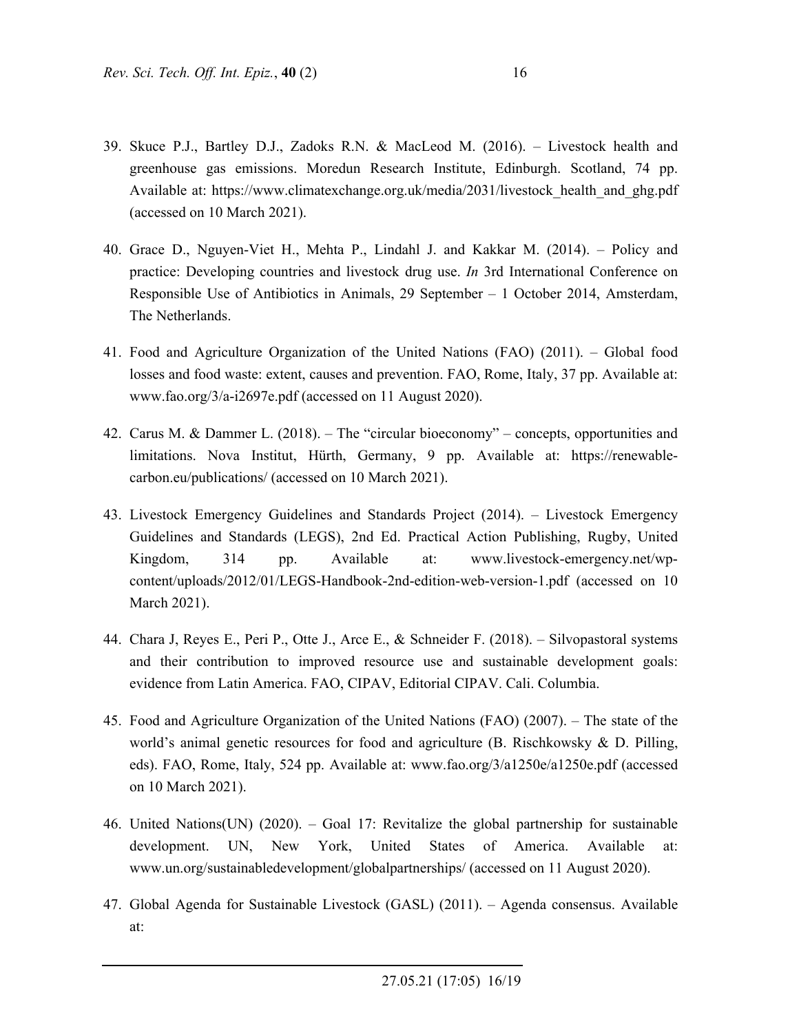39. Skuce P.J., Bartley D.J., Zadoks R.N. & MacLeod M. (2016). – Livestock health and greenhouse gas emissions. Moredun Research Institute, Edinburgh. Scotland, 74 pp. Available at: https://www.climatexchange.org.uk/media/2031/livestock_health_and_ghg.pdf (accessed on 10 March 2021).

40. Grace D., Nguyen-Viet H., Mehta P., Lindahl J. and Kakkar M. (2014). – Policy and practice: Developing countries and livestock drug use. *In* 3rd International Conference on Responsible Use of Antibiotics in Animals, 29 September – 1 October 2014, Amsterdam, The Netherlands.

41. Food and Agriculture Organization of the United Nations (FAO) (2011). – Global food losses and food waste: extent, causes and prevention. FAO, Rome, Italy, 37 pp. Available at: www.fao.org/3/a-i2697e.pdf (accessed on 11 August 2020).

42. Carus M. & Dammer L. (2018). – The "circular bioeconomy" – concepts, opportunities and limitations. Nova Institut, Hürth, Germany, 9 pp. Available at: https://renewable-carbon.eu/publications/ (accessed on 10 March 2021).

43. Livestock Emergency Guidelines and Standards Project (2014). – Livestock Emergency Guidelines and Standards (LEGS), 2nd Ed. Practical Action Publishing, Rugby, United Kingdom, 314 pp. Available at: www.livestock-emergency.net/wp-content/uploads/2012/01/LEGS-Handbook-2nd-edition-web-version-1.pdf (accessed on 10 March 2021).

44. Chara J, Reyes E., Peri P., Otte J., Arce E., & Schneider F. (2018). – Silvopastoral systems and their contribution to improved resource use and sustainable development goals: evidence from Latin America. FAO, CIPAV, Editorial CIPAV. Cali. Columbia.

45. Food and Agriculture Organization of the United Nations (FAO) (2007). – The state of the world's animal genetic resources for food and agriculture (B. Rischkowsky & D. Pilling, eds). FAO, Rome, Italy, 524 pp. Available at: www.fao.org/3/a1250e/a1250e.pdf (accessed on 10 March 2021).

46. United Nations(UN) (2020). – Goal 17: Revitalize the global partnership for sustainable development. UN, New York, United States of America. Available at: www.un.org/sustainabledevelopment/globalpartnerships/ (accessed on 11 August 2020).

47. Global Agenda for Sustainable Livestock (GASL) (2011). – Agenda consensus. Available at: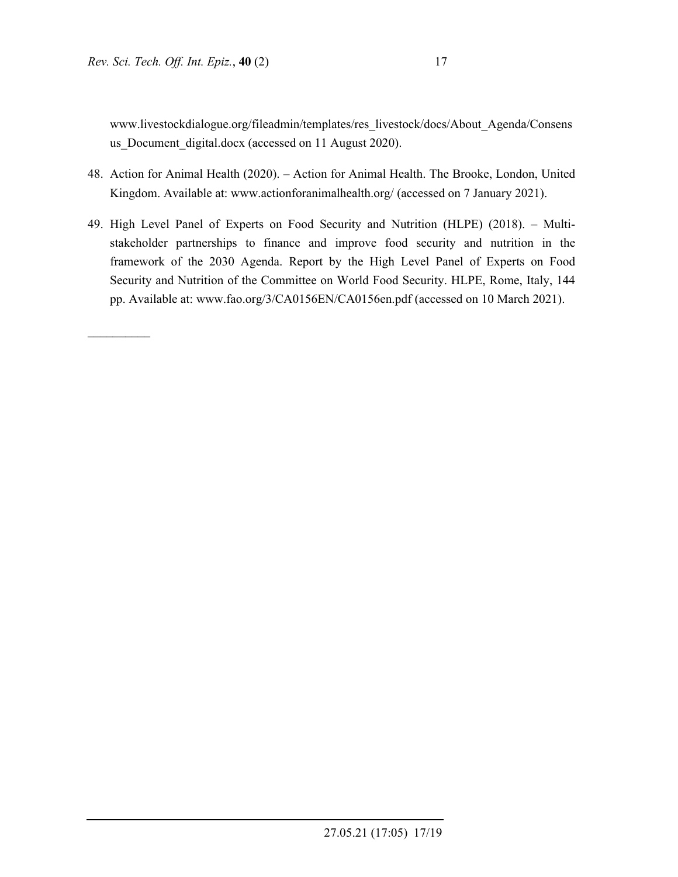www.livestockdialogue.org/fileadmin/templates/res_livestock/docs/About_Agenda/Consensus_Document_digital.docx (accessed on 11 August 2020).

48. Action for Animal Health (2020). – Action for Animal Health. The Brooke, London, United Kingdom. Available at: www.actionforanimalhealth.org/ (accessed on 7 January 2021).

49. High Level Panel of Experts on Food Security and Nutrition (HLPE) (2018). – Multi-stakeholder partnerships to finance and improve food security and nutrition in the framework of the 2030 Agenda. Report by the High Level Panel of Experts on Food Security and Nutrition of the Committee on World Food Security. HLPE, Rome, Italy, 144 pp. Available at: www.fao.org/3/CA0156EN/CA0156en.pdf (accessed on 10 March 2021).

__________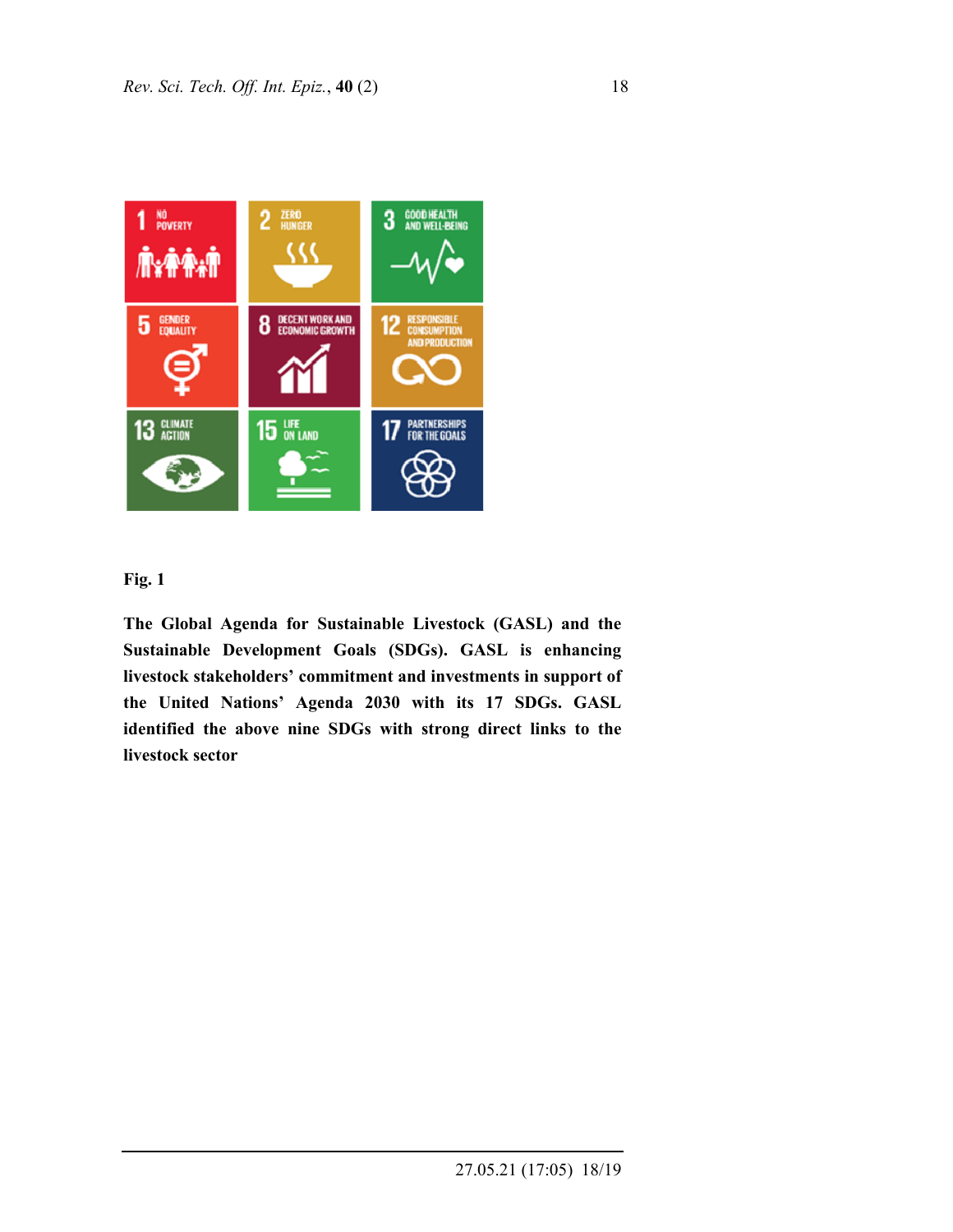**Fig. 1**

**The Global Agenda for Sustainable Livestock (GASL) and the Sustainable Development Goals (SDGs). GASL is enhancing livestock stakeholders' commitment and investments in support of the United Nations' Agenda 2030 with its 17 SDGs. GASL identified the above nine SDGs with strong direct links to the livestock sector**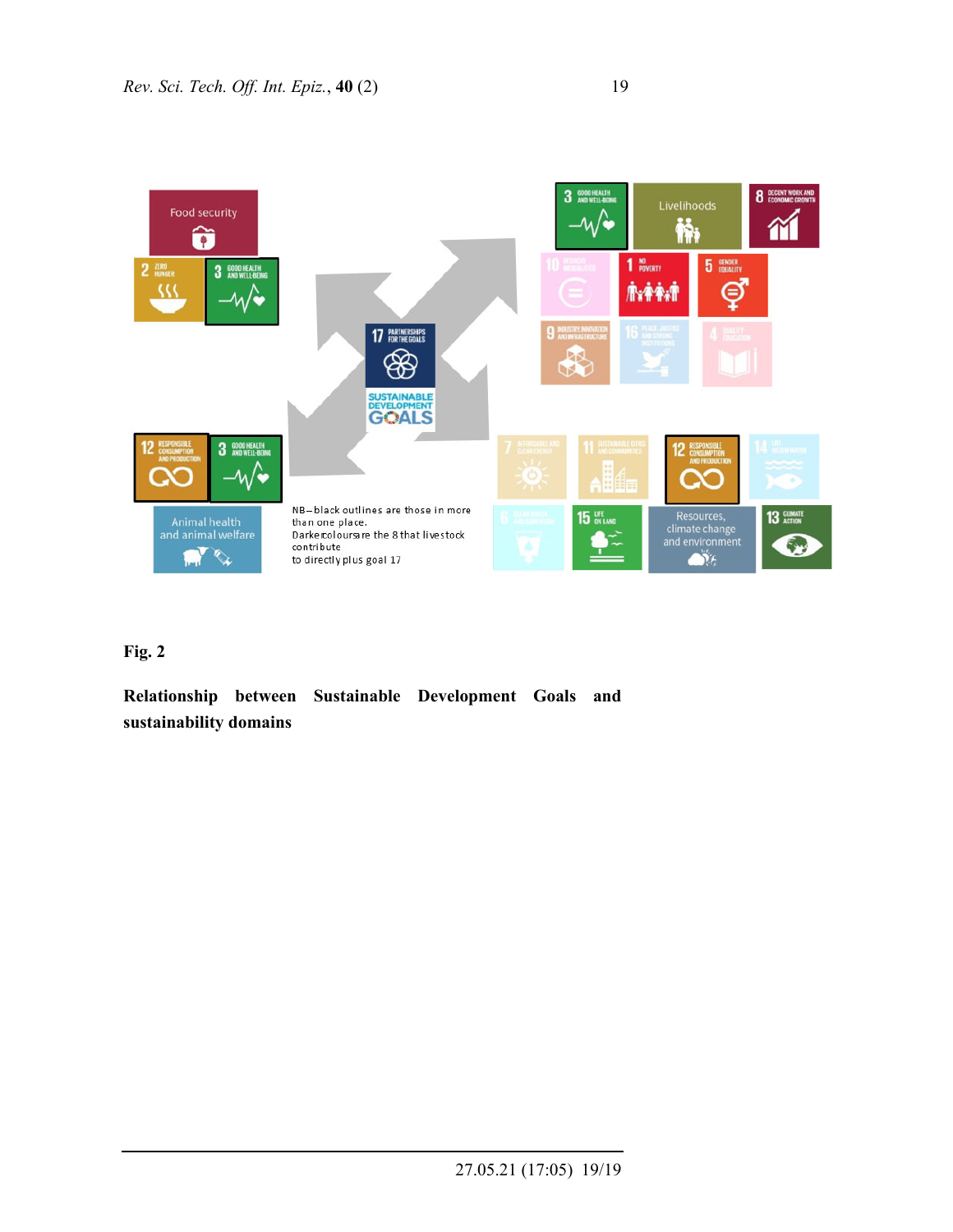Food security

2 ZERO HUNGER

3 GOOD HEALTH AND WELL-BEING

3 GOOD HEALTH AND WELL-BEING

Livelihoods

8 DECENT WORK AND ECONOMIC GROWTH

10 REDUCED INEQUALITIES

1 NO POVERTY

5 GENDER EQUALITY

9 INDUSTRY, INNOVATION AND INFRASTRUCTURE

16 PEACE, JUSTICE AND STRONG INSTITUTIONS

4 QUALITY EDUCATION

17 PARTNERSHIPS FOR THE GOALS

SUSTAINABLE DEVELOPMENT GOALS

12 RESPONSIBLE CONSUMPTION AND PRODUCTION

3 GOOD HEALTH AND WELL-BEING

7 AFFORDABLE AND CLEAN ENERGY

11 SUSTAINABLE CITIES AND COMMUNITIES

12 RESPONSIBLE CONSUMPTION AND PRODUCTION

14 LIFE BELOW WATER

Animal health and animal welfare

NB – black outlines are those in more than one place.
Darker colours are the 8 that livestock contribute
to directly plus goal 17

6 CLEAN WATER AND SANITATION

15 LIFE ON LAND

Resources, climate change and environment

13 CLIMATE ACTION

**Fig. 2**

**Relationship between Sustainable Development Goals and sustainability domains**